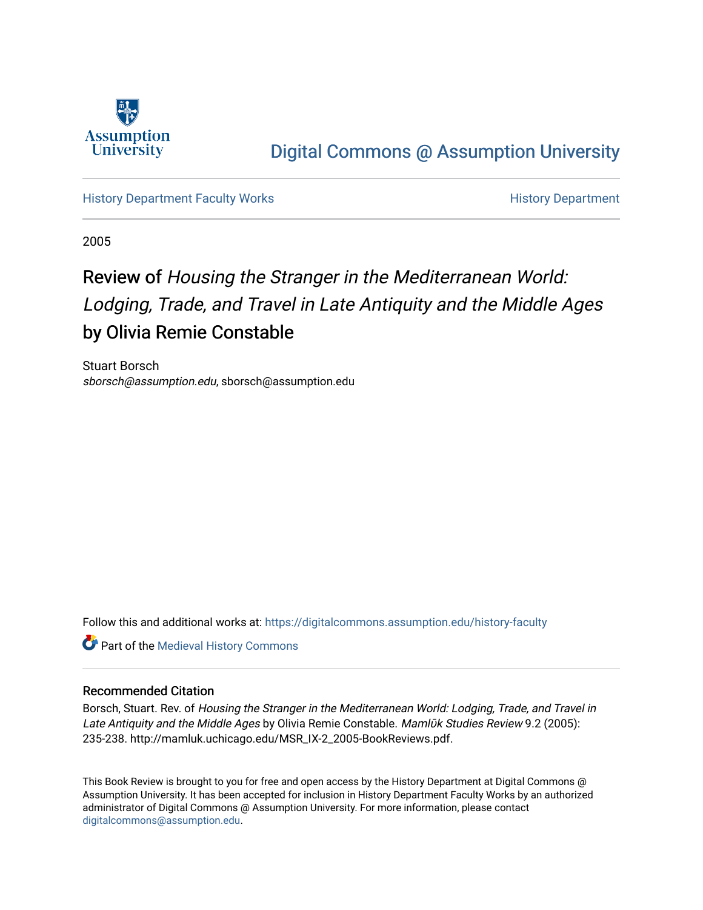Digital Commons @ Assumption University

History Department Faculty Works | History Department

2005

# Review of *Housing the Stranger in the Mediterranean World: Lodging, Trade, and Travel in Late Antiquity and the Middle Ages* by Olivia Remie Constable

Stuart Borsch
*sborsch@assumption.edu*, sborsch@assumption.edu

Follow this and additional works at: https://digitalcommons.assumption.edu/history-faculty

Part of the Medieval History Commons

## Recommended Citation

Borsch, Stuart. Rev. of *Housing the Stranger in the Mediterranean World: Lodging, Trade, and Travel in Late Antiquity and the Middle Ages* by Olivia Remie Constable. *Mamlūk Studies Review* 9.2 (2005): 235-238. http://mamluk.uchicago.edu/MSR_IX-2_2005-BookReviews.pdf.

This Book Review is brought to you for free and open access by the History Department at Digital Commons @ Assumption University. It has been accepted for inclusion in History Department Faculty Works by an authorized administrator of Digital Commons @ Assumption University. For more information, please contact digitalcommons@assumption.edu.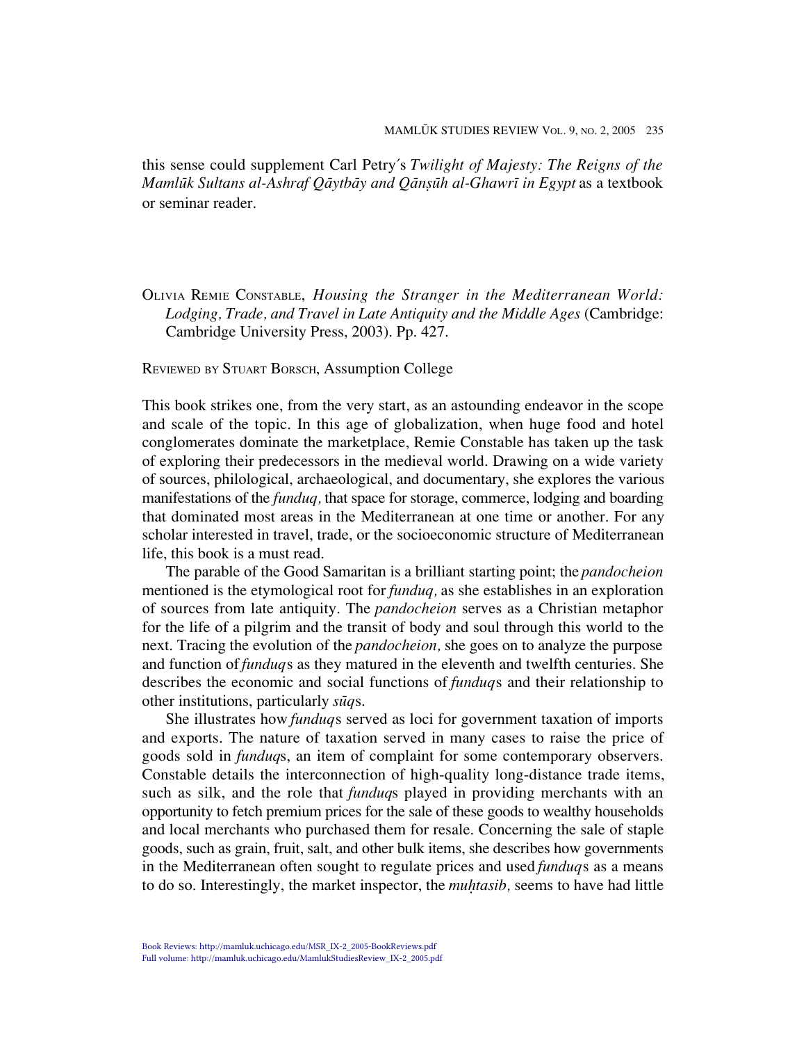this sense could supplement Carl Petry's *Twilight of Majesty: The Reigns of the Mamlūk Sultans al-Ashraf Qāytbāy and Qānṣūh al-Ghawrī in Egypt* as a textbook or seminar reader.

Olivia Remie Constable, *Housing the Stranger in the Mediterranean World: Lodging, Trade, and Travel in Late Antiquity and the Middle Ages* (Cambridge: Cambridge University Press, 2003). Pp. 427.

Reviewed by Stuart Borsch, Assumption College

This book strikes one, from the very start, as an astounding endeavor in the scope and scale of the topic. In this age of globalization, when huge food and hotel conglomerates dominate the marketplace, Remie Constable has taken up the task of exploring their predecessors in the medieval world. Drawing on a wide variety of sources, philological, archaeological, and documentary, she explores the various manifestations of the *funduq,* that space for storage, commerce, lodging and boarding that dominated most areas in the Mediterranean at one time or another. For any scholar interested in travel, trade, or the socioeconomic structure of Mediterranean life, this book is a must read.

The parable of the Good Samaritan is a brilliant starting point; the *pandocheion* mentioned is the etymological root for *funduq,* as she establishes in an exploration of sources from late antiquity. The *pandocheion* serves as a Christian metaphor for the life of a pilgrim and the transit of body and soul through this world to the next. Tracing the evolution of the *pandocheion,* she goes on to analyze the purpose and function of *funduq*s as they matured in the eleventh and twelfth centuries. She describes the economic and social functions of *funduq*s and their relationship to other institutions, particularly *sūq*s.

She illustrates how *funduq*s served as loci for government taxation of imports and exports. The nature of taxation served in many cases to raise the price of goods sold in *funduq*s, an item of complaint for some contemporary observers. Constable details the interconnection of high-quality long-distance trade items, such as silk, and the role that *funduq*s played in providing merchants with an opportunity to fetch premium prices for the sale of these goods to wealthy households and local merchants who purchased them for resale. Concerning the sale of staple goods, such as grain, fruit, salt, and other bulk items, she describes how governments in the Mediterranean often sought to regulate prices and used *funduq*s as a means to do so. Interestingly, the market inspector, the *muḥtasib,* seems to have had little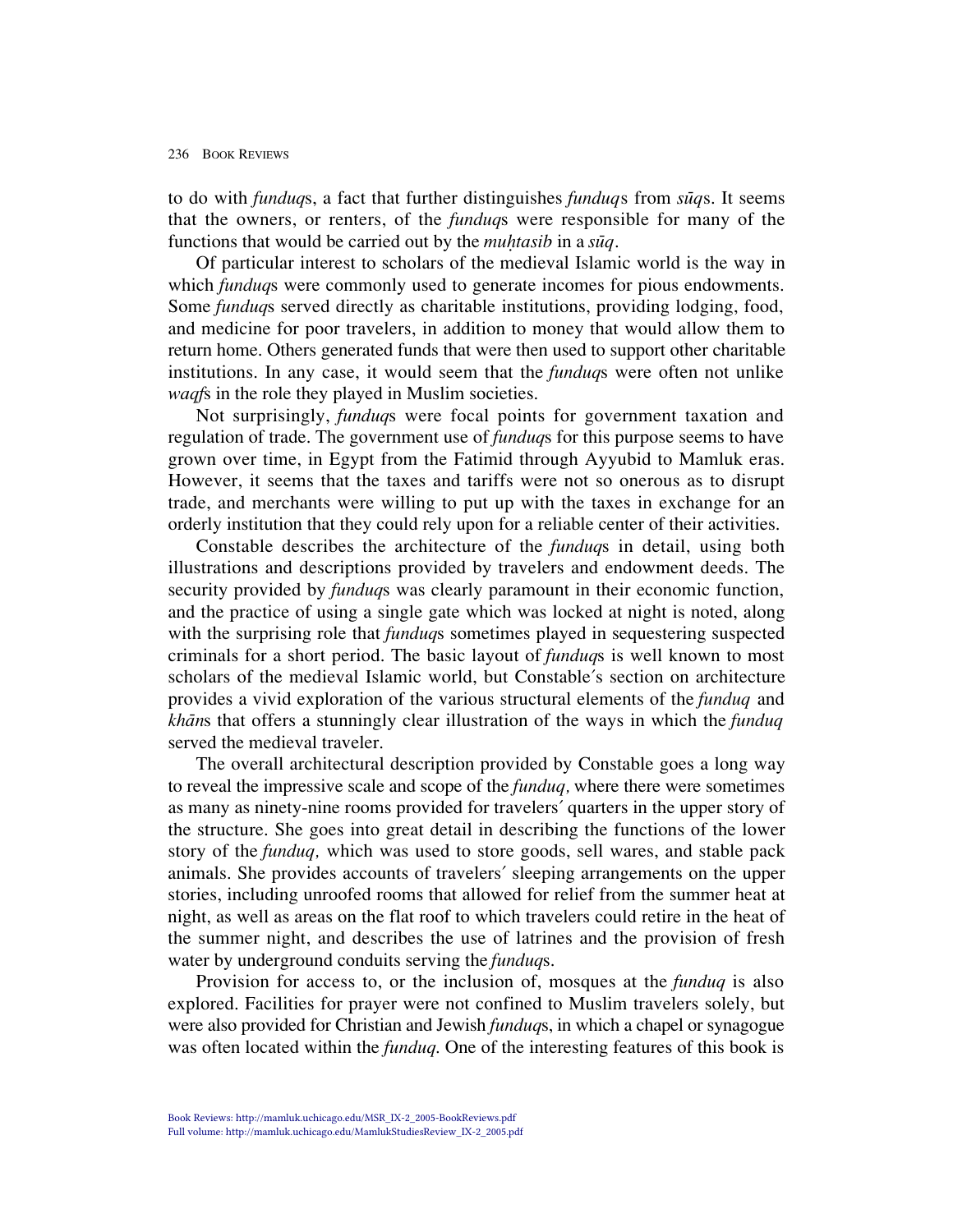to do with *funduq*s, a fact that further distinguishes *funduq*s from *sūq*s. It seems that the owners, or renters, of the *funduq*s were responsible for many of the functions that would be carried out by the *muḥtasib* in a *sūq*.

Of particular interest to scholars of the medieval Islamic world is the way in which *funduq*s were commonly used to generate incomes for pious endowments. Some *funduq*s served directly as charitable institutions, providing lodging, food, and medicine for poor travelers, in addition to money that would allow them to return home. Others generated funds that were then used to support other charitable institutions. In any case, it would seem that the *funduq*s were often not unlike *waqf*s in the role they played in Muslim societies.

Not surprisingly, *funduq*s were focal points for government taxation and regulation of trade. The government use of *funduq*s for this purpose seems to have grown over time, in Egypt from the Fatimid through Ayyubid to Mamluk eras. However, it seems that the taxes and tariffs were not so onerous as to disrupt trade, and merchants were willing to put up with the taxes in exchange for an orderly institution that they could rely upon for a reliable center of their activities.

Constable describes the architecture of the *funduq*s in detail, using both illustrations and descriptions provided by travelers and endowment deeds. The security provided by *funduq*s was clearly paramount in their economic function, and the practice of using a single gate which was locked at night is noted, along with the surprising role that *funduq*s sometimes played in sequestering suspected criminals for a short period. The basic layout of *funduq*s is well known to most scholars of the medieval Islamic world, but Constable's section on architecture provides a vivid exploration of the various structural elements of the *funduq* and *khān*s that offers a stunningly clear illustration of the ways in which the *funduq* served the medieval traveler.

The overall architectural description provided by Constable goes a long way to reveal the impressive scale and scope of the *funduq,* where there were sometimes as many as ninety-nine rooms provided for travelers' quarters in the upper story of the structure. She goes into great detail in describing the functions of the lower story of the *funduq,* which was used to store goods, sell wares, and stable pack animals. She provides accounts of travelers' sleeping arrangements on the upper stories, including unroofed rooms that allowed for relief from the summer heat at night, as well as areas on the flat roof to which travelers could retire in the heat of the summer night, and describes the use of latrines and the provision of fresh water by underground conduits serving the *funduq*s.

Provision for access to, or the inclusion of, mosques at the *funduq* is also explored. Facilities for prayer were not confined to Muslim travelers solely, but were also provided for Christian and Jewish *funduq*s, in which a chapel or synagogue was often located within the *funduq*. One of the interesting features of this book is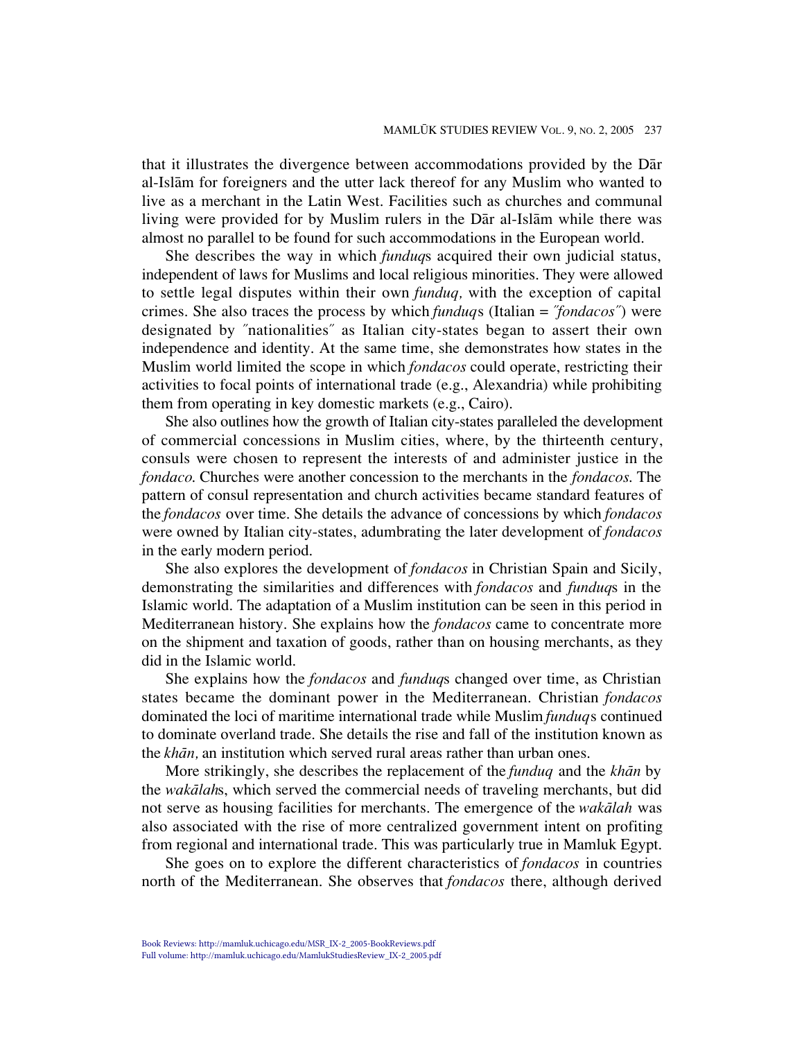that it illustrates the divergence between accommodations provided by the Dār al-Islām for foreigners and the utter lack thereof for any Muslim who wanted to live as a merchant in the Latin West. Facilities such as churches and communal living were provided for by Muslim rulers in the Dār al-Islām while there was almost no parallel to be found for such accommodations in the European world.

She describes the way in which *funduq*s acquired their own judicial status, independent of laws for Muslims and local religious minorities. They were allowed to settle legal disputes within their own *funduq,* with the exception of capital crimes. She also traces the process by which *funduq*s (Italian = *″fondacos″*) were designated by ″nationalities″ as Italian city-states began to assert their own independence and identity. At the same time, she demonstrates how states in the Muslim world limited the scope in which *fondacos* could operate, restricting their activities to focal points of international trade (e.g., Alexandria) while prohibiting them from operating in key domestic markets (e.g., Cairo).

She also outlines how the growth of Italian city-states paralleled the development of commercial concessions in Muslim cities, where, by the thirteenth century, consuls were chosen to represent the interests of and administer justice in the *fondaco.* Churches were another concession to the merchants in the *fondacos.* The pattern of consul representation and church activities became standard features of the *fondacos* over time. She details the advance of concessions by which *fondacos* were owned by Italian city-states, adumbrating the later development of *fondacos* in the early modern period.

She also explores the development of *fondacos* in Christian Spain and Sicily, demonstrating the similarities and differences with *fondacos* and *funduq*s in the Islamic world. The adaptation of a Muslim institution can be seen in this period in Mediterranean history. She explains how the *fondacos* came to concentrate more on the shipment and taxation of goods, rather than on housing merchants, as they did in the Islamic world.

She explains how the *fondacos* and *funduq*s changed over time, as Christian states became the dominant power in the Mediterranean. Christian *fondacos* dominated the loci of maritime international trade while Muslim *funduq*s continued to dominate overland trade. She details the rise and fall of the institution known as the *khān,* an institution which served rural areas rather than urban ones.

More strikingly, she describes the replacement of the *funduq* and the *khān* by the *wakālah*s, which served the commercial needs of traveling merchants, but did not serve as housing facilities for merchants. The emergence of the *wakālah* was also associated with the rise of more centralized government intent on profiting from regional and international trade. This was particularly true in Mamluk Egypt.

She goes on to explore the different characteristics of *fondacos* in countries north of the Mediterranean. She observes that *fondacos* there, although derived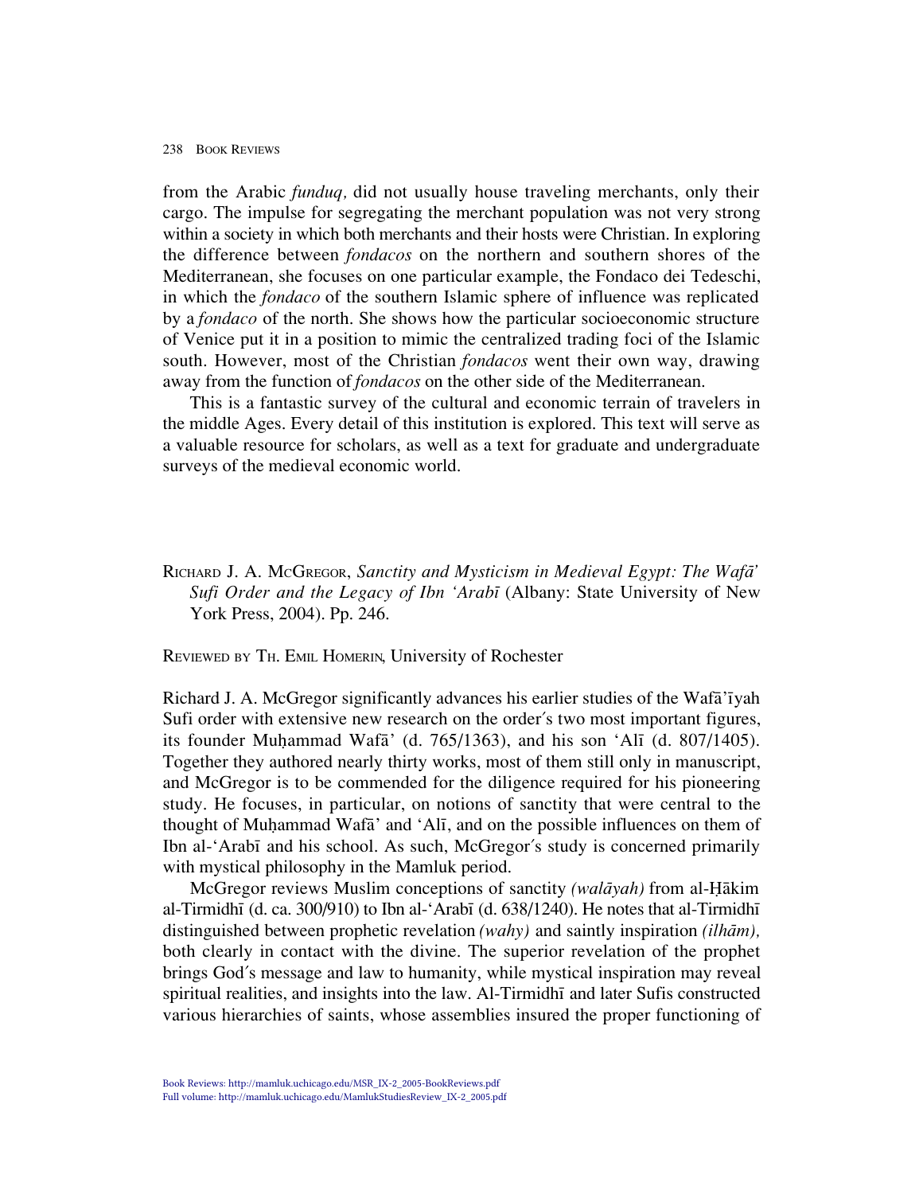from the Arabic *funduq,* did not usually house traveling merchants, only their cargo. The impulse for segregating the merchant population was not very strong within a society in which both merchants and their hosts were Christian. In exploring the difference between *fondacos* on the northern and southern shores of the Mediterranean, she focuses on one particular example, the Fondaco dei Tedeschi, in which the *fondaco* of the southern Islamic sphere of influence was replicated by a *fondaco* of the north. She shows how the particular socioeconomic structure of Venice put it in a position to mimic the centralized trading foci of the Islamic south. However, most of the Christian *fondacos* went their own way, drawing away from the function of *fondacos* on the other side of the Mediterranean.

This is a fantastic survey of the cultural and economic terrain of travelers in the middle Ages. Every detail of this institution is explored. This text will serve as a valuable resource for scholars, as well as a text for graduate and undergraduate surveys of the medieval economic world.

RICHARD J. A. MCGREGOR, *Sanctity and Mysticism in Medieval Egypt: The Wafā' Sufi Order and the Legacy of Ibn 'Arabī* (Albany: State University of New York Press, 2004). Pp. 246.

REVIEWED BY TH. EMIL HOMERIN, University of Rochester

Richard J. A. McGregor significantly advances his earlier studies of the Wafā'īyah Sufi order with extensive new research on the order's two most important figures, its founder Muḥammad Wafā' (d. 765/1363), and his son 'Alī (d. 807/1405). Together they authored nearly thirty works, most of them still only in manuscript, and McGregor is to be commended for the diligence required for his pioneering study. He focuses, in particular, on notions of sanctity that were central to the thought of Muḥammad Wafā' and 'Alī, and on the possible influences on them of Ibn al-'Arabī and his school. As such, McGregor's study is concerned primarily with mystical philosophy in the Mamluk period.

McGregor reviews Muslim conceptions of sanctity *(walāyah)* from al-Ḥākim al-Tirmidhī (d. ca. 300/910) to Ibn al-'Arabī (d. 638/1240). He notes that al-Tirmidhī distinguished between prophetic revelation *(wahy)* and saintly inspiration *(ilhām),* both clearly in contact with the divine. The superior revelation of the prophet brings God's message and law to humanity, while mystical inspiration may reveal spiritual realities, and insights into the law. Al-Tirmidhī and later Sufis constructed various hierarchies of saints, whose assemblies insured the proper functioning of